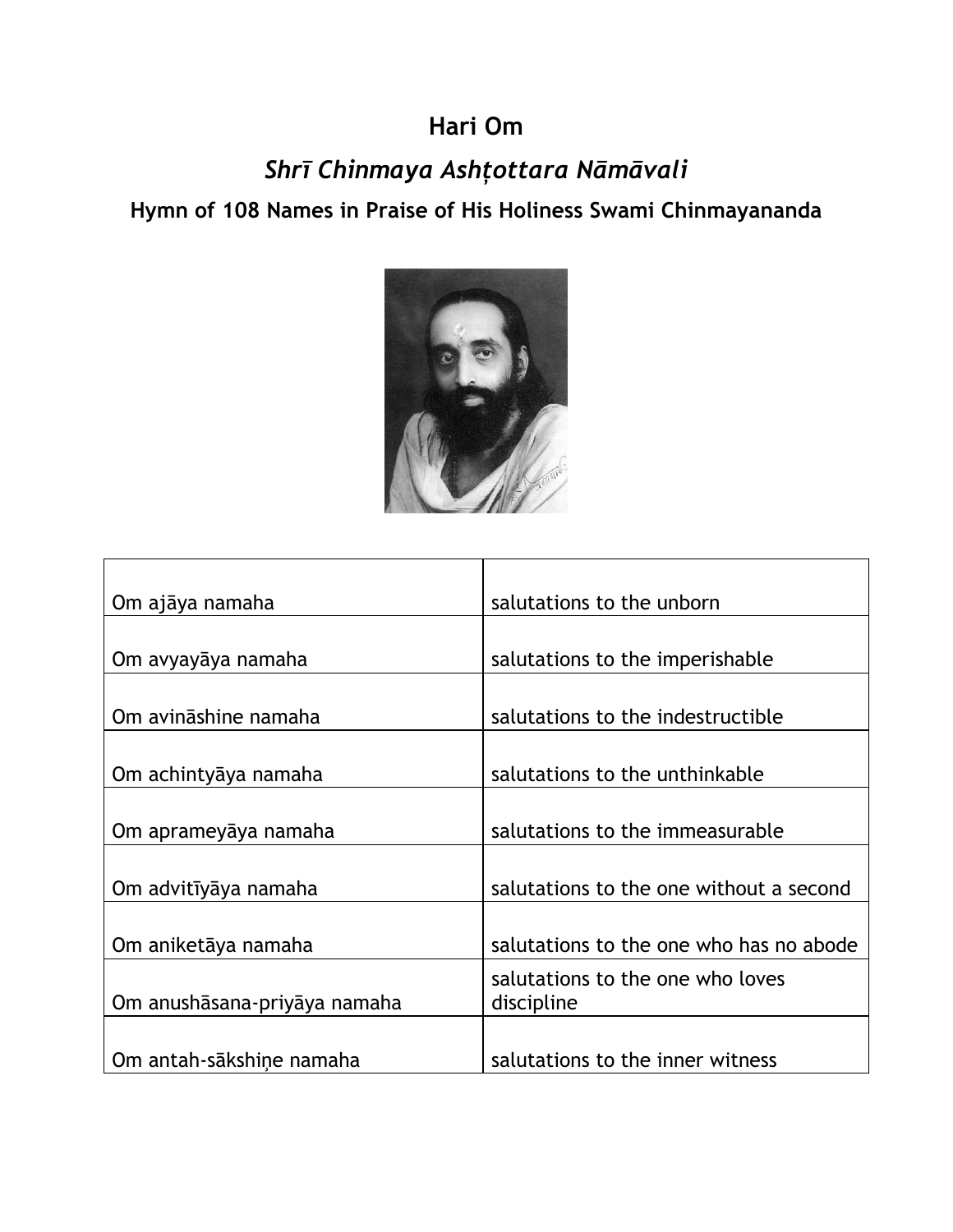# Hari Om

## *Shrī Chinmaya Ashṭottara Nāmāvali*

### Hymn of 108 Names in Praise of His Holiness Swami Chinmayananda

| | |
|---|---|
| Om ajāya namaha | salutations to the unborn |
| Om avyayāya namaha | salutations to the imperishable |
| Om avināshine namaha | salutations to the indestructible |
| Om achintyāya namaha | salutations to the unthinkable |
| Om aprameyāya namaha | salutations to the immeasurable |
| Om advitīyāya namaha | salutations to the one without a second |
| Om aniketāya namaha | salutations to the one who has no abode |
| Om anushāsana-priyāya namaha | salutations to the one who loves discipline |
| Om antah-sākshiṇe namaha | salutations to the inner witness |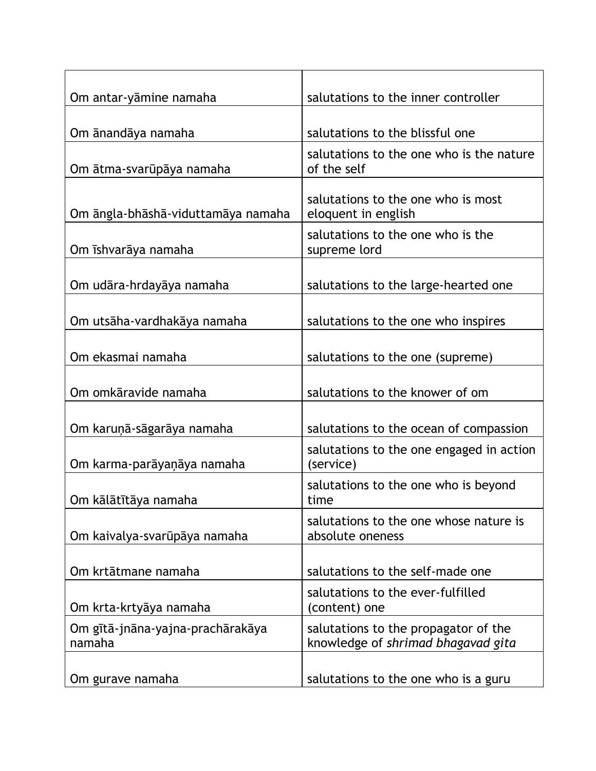| | |
|---|---|
| Om antar-yāmine namaha | salutations to the inner controller |
| Om ānandāya namaha | salutations to the blissful one |
| Om ātma-svarūpāya namaha | salutations to the one who is the nature of the self |
| Om āngla-bhāshā-viduttamāya namaha | salutations to the one who is most eloquent in english |
| Om īshvarāya namaha | salutations to the one who is the supreme lord |
| Om udāra-hrdayāya namaha | salutations to the large-hearted one |
| Om utsāha-vardhakāya namaha | salutations to the one who inspires |
| Om ekasmai namaha | salutations to the one (supreme) |
| Om omkāravide namaha | salutations to the knower of om |
| Om karuṇā-sāgarāya namaha | salutations to the ocean of compassion |
| Om karma-parāyaṇāya namaha | salutations to the one engaged in action (service) |
| Om kālātītāya namaha | salutations to the one who is beyond time |
| Om kaivalya-svarūpāya namaha | salutations to the one whose nature is absolute oneness |
| Om krtātmane namaha | salutations to the self-made one |
| Om krta-krtyāya namaha | salutations to the ever-fulfilled (content) one |
| Om gītā-jnāna-yajna-prachārakāya namaha | salutations to the propagator of the knowledge of *shrimad bhagavad gita* |
| Om gurave namaha | salutations to the one who is a guru |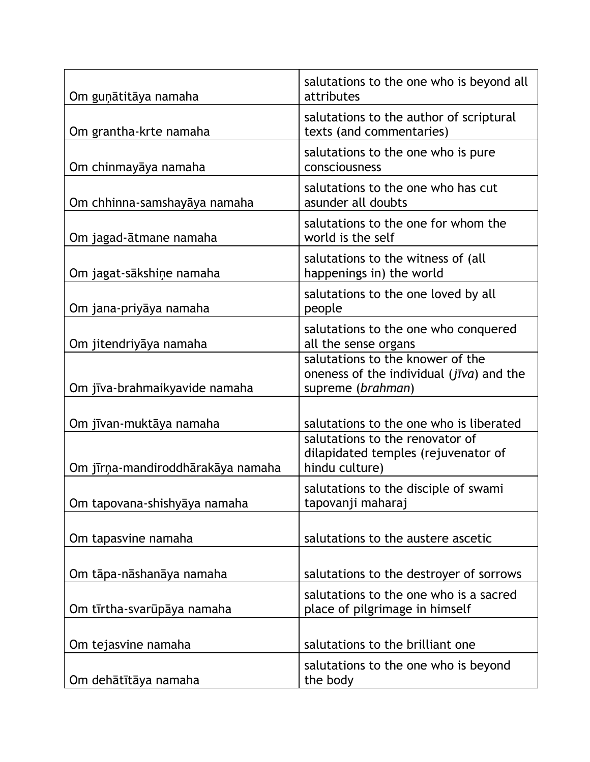| Om guṇātitāya namaha | salutations to the one who is beyond all attributes |
|---|---|
| Om grantha-krte namaha | salutations to the author of scriptural texts (and commentaries) |
| Om chinmayāya namaha | salutations to the one who is pure consciousness |
| Om chhinna-samshayāya namaha | salutations to the one who has cut asunder all doubts |
| Om jagad-ātmane namaha | salutations to the one for whom the world is the self |
| Om jagat-sākshiṇe namaha | salutations to the witness of (all happenings in) the world |
| Om jana-priyāya namaha | salutations to the one loved by all people |
| Om jitendriyāya namaha | salutations to the one who conquered all the sense organs |
| Om jīva-brahmaikyavide namaha | salutations to the knower of the oneness of the individual (*jīva*) and the supreme (*brahman*) |
| Om jīvan-muktāya namaha | salutations to the one who is liberated |
| Om jīrṇa-mandiroddhārakāya namaha | salutations to the renovator of dilapidated temples (rejuvenator of hindu culture) |
| Om tapovana-shishyāya namaha | salutations to the disciple of swami tapovanji maharaj |
| Om tapasvine namaha | salutations to the austere ascetic |
| Om tāpa-nāshanāya namaha | salutations to the destroyer of sorrows |
| Om tīrtha-svarūpāya namaha | salutations to the one who is a sacred place of pilgrimage in himself |
| Om tejasvine namaha | salutations to the brilliant one |
| Om dehātītāya namaha | salutations to the one who is beyond the body |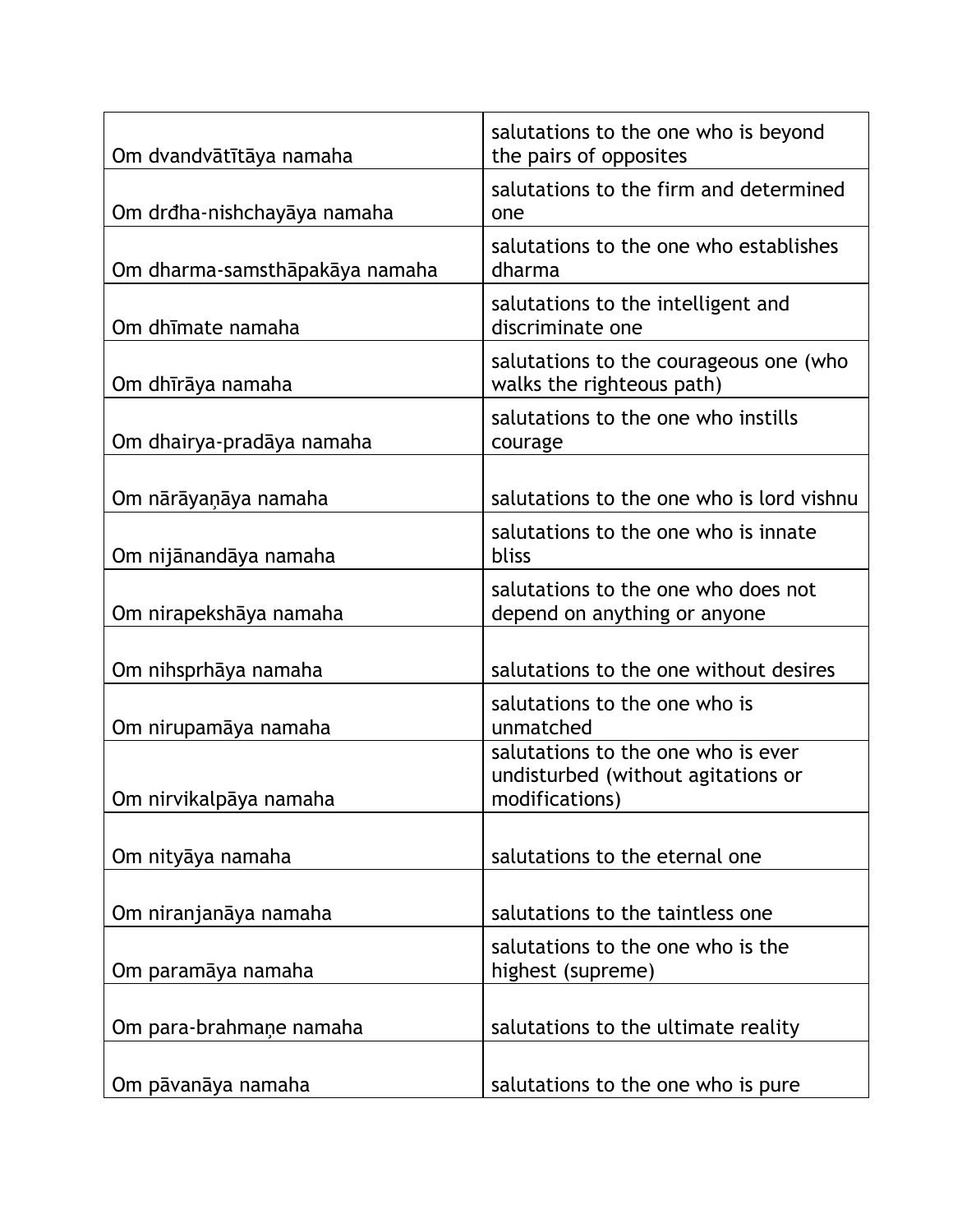| Om dvandvātītāya namaha | salutations to the one who is beyond the pairs of opposites |
|---|---|
| Om drđha-nishchayāya namaha | salutations to the firm and determined one |
| Om dharma-samsthāpakāya namaha | salutations to the one who establishes dharma |
| Om dhīmate namaha | salutations to the intelligent and discriminate one |
| Om dhīrāya namaha | salutations to the courageous one (who walks the righteous path) |
| Om dhairya-pradāya namaha | salutations to the one who instills courage |
| Om nārāyaṇāya namaha | salutations to the one who is lord vishnu |
| Om nijānandāya namaha | salutations to the one who is innate bliss |
| Om nirapekshāya namaha | salutations to the one who does not depend on anything or anyone |
| Om nihsprhāya namaha | salutations to the one without desires |
| Om nirupamāya namaha | salutations to the one who is unmatched |
| Om nirvikalpāya namaha | salutations to the one who is ever undisturbed (without agitations or modifications) |
| Om nityāya namaha | salutations to the eternal one |
| Om niranjanāya namaha | salutations to the taintless one |
| Om paramāya namaha | salutations to the one who is the highest (supreme) |
| Om para-brahmaṇe namaha | salutations to the ultimate reality |
| Om pāvanāya namaha | salutations to the one who is pure |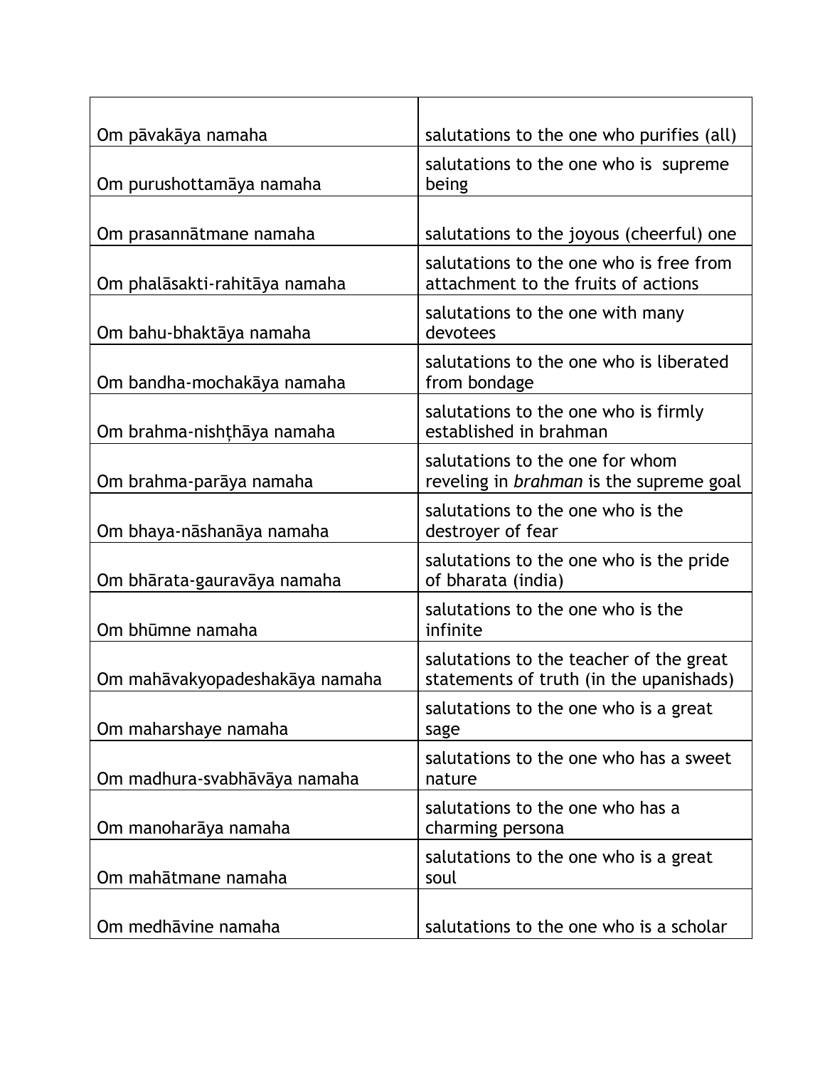| Om pāvakāya namaha | salutations to the one who purifies (all) |
|---|---|
| Om purushottamāya namaha | salutations to the one who is  supreme being |
| Om prasannātmane namaha | salutations to the joyous (cheerful) one |
| Om phalāsakti-rahitāya namaha | salutations to the one who is free from attachment to the fruits of actions |
| Om bahu-bhaktāya namaha | salutations to the one with many devotees |
| Om bandha-mochakāya namaha | salutations to the one who is liberated from bondage |
| Om brahma-nishṭhāya namaha | salutations to the one who is firmly established in brahman |
| Om brahma-parāya namaha | salutations to the one for whom reveling in *brahman* is the supreme goal |
| Om bhaya-nāshanāya namaha | salutations to the one who is the destroyer of fear |
| Om bhārata-gauravāya namaha | salutations to the one who is the pride of bharata (india) |
| Om bhūmne namaha | salutations to the one who is the infinite |
| Om mahāvakyopadeshakāya namaha | salutations to the teacher of the great statements of truth (in the upanishads) |
| Om maharshaye namaha | salutations to the one who is a great sage |
| Om madhura-svabhāvāya namaha | salutations to the one who has a sweet nature |
| Om manoharāya namaha | salutations to the one who has a charming persona |
| Om mahātmane namaha | salutations to the one who is a great soul |
| Om medhāvine namaha | salutations to the one who is a scholar |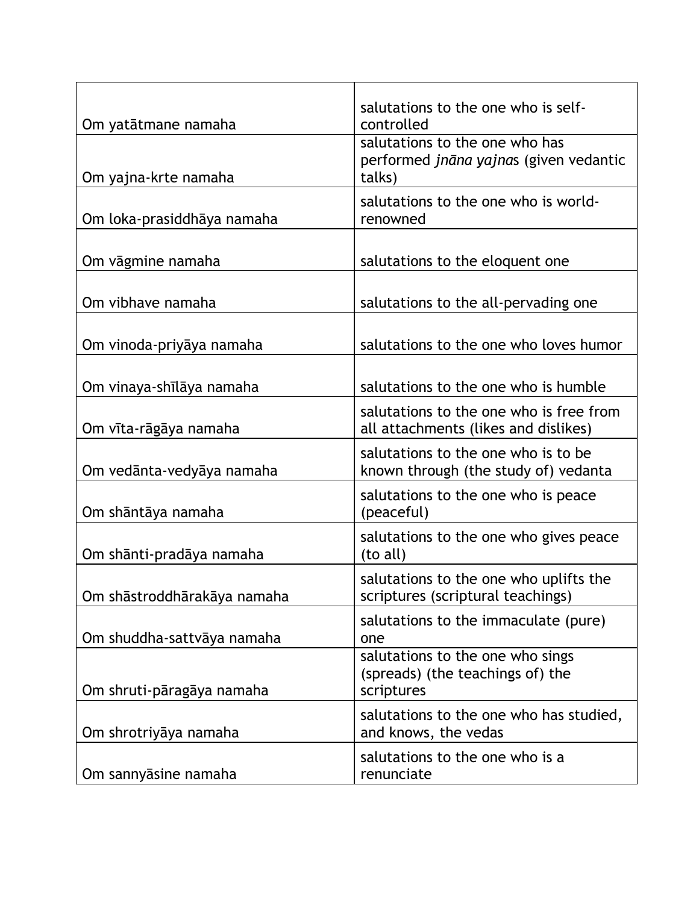| Om yatātmane namaha | salutations to the one who is self-controlled |
|---|---|
| Om yajna-krte namaha | salutations to the one who has performed *jnāna yajna*s (given vedantic talks) |
| Om loka-prasiddhāya namaha | salutations to the one who is world-renowned |
| Om vāgmine namaha | salutations to the eloquent one |
| Om vibhave namaha | salutations to the all-pervading one |
| Om vinoda-priyāya namaha | salutations to the one who loves humor |
| Om vinaya-shīlāya namaha | salutations to the one who is humble |
| Om vīta-rāgāya namaha | salutations to the one who is free from all attachments (likes and dislikes) |
| Om vedānta-vedyāya namaha | salutations to the one who is to be known through (the study of) vedanta |
| Om shāntāya namaha | salutations to the one who is peace (peaceful) |
| Om shānti-pradāya namaha | salutations to the one who gives peace (to all) |
| Om shāstroddhārakāya namaha | salutations to the one who uplifts the scriptures (scriptural teachings) |
| Om shuddha-sattvāya namaha | salutations to the immaculate (pure) one |
| Om shruti-pāragāya namaha | salutations to the one who sings (spreads) (the teachings of) the scriptures |
| Om shrotriyāya namaha | salutations to the one who has studied, and knows, the vedas |
| Om sannyāsine namaha | salutations to the one who is a renunciate |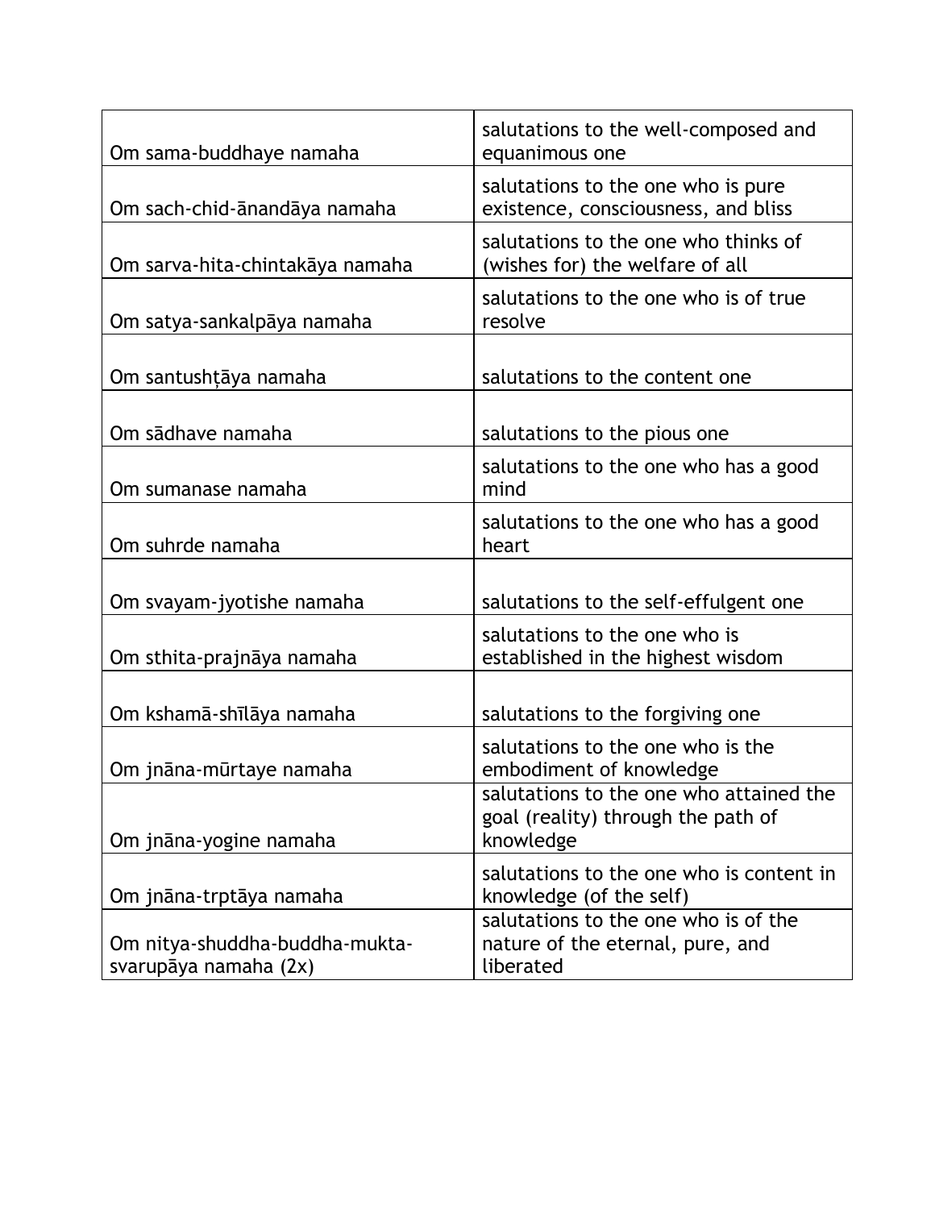| | |
|---|---|
| Om sama-buddhaye namaha | salutations to the well-composed and equanimous one |
| Om sach-chid-ānandāya namaha | salutations to the one who is pure existence, consciousness, and bliss |
| Om sarva-hita-chintakāya namaha | salutations to the one who thinks of (wishes for) the welfare of all |
| Om satya-sankalpāya namaha | salutations to the one who is of true resolve |
| Om santushṭāya namaha | salutations to the content one |
| Om sādhave namaha | salutations to the pious one |
| Om sumanase namaha | salutations to the one who has a good mind |
| Om suhrde namaha | salutations to the one who has a good heart |
| Om svayam-jyotishe namaha | salutations to the self-effulgent one |
| Om sthita-prajnāya namaha | salutations to the one who is established in the highest wisdom |
| Om kshamā-shīlāya namaha | salutations to the forgiving one |
| Om jnāna-mūrtaye namaha | salutations to the one who is the embodiment of knowledge |
| Om jnāna-yogine namaha | salutations to the one who attained the goal (reality) through the path of knowledge |
| Om jnāna-trptāya namaha | salutations to the one who is content in knowledge (of the self) |
| Om nitya-shuddha-buddha-mukta-svarupāya namaha (2x) | salutations to the one who is of the nature of the eternal, pure, and liberated |